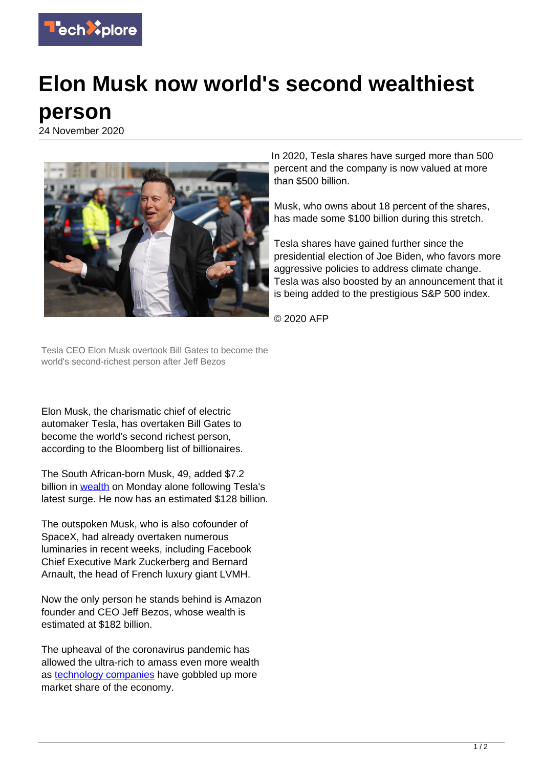# Elon Musk now world's second wealthiest person

24 November 2020

Tesla CEO Elon Musk overtook Bill Gates to become the world's second-richest person after Jeff Bezos

Elon Musk, the charismatic chief of electric automaker Tesla, has overtaken Bill Gates to become the world's second richest person, according to the Bloomberg list of billionaires.

The South African-born Musk, 49, added $7.2 billion in wealth on Monday alone following Tesla's latest surge. He now has an estimated $128 billion.

The outspoken Musk, who is also cofounder of SpaceX, had already overtaken numerous luminaries in recent weeks, including Facebook Chief Executive Mark Zuckerberg and Bernard Arnault, the head of French luxury giant LVMH.

Now the only person he stands behind is Amazon founder and CEO Jeff Bezos, whose wealth is estimated at $182 billion.

The upheaval of the coronavirus pandemic has allowed the ultra-rich to amass even more wealth as technology companies have gobbled up more market share of the economy.

In 2020, Tesla shares have surged more than 500 percent and the company is now valued at more than $500 billion.

Musk, who owns about 18 percent of the shares, has made some $100 billion during this stretch.

Tesla shares have gained further since the presidential election of Joe Biden, who favors more aggressive policies to address climate change. Tesla was also boosted by an announcement that it is being added to the prestigious S&P 500 index.

© 2020 AFP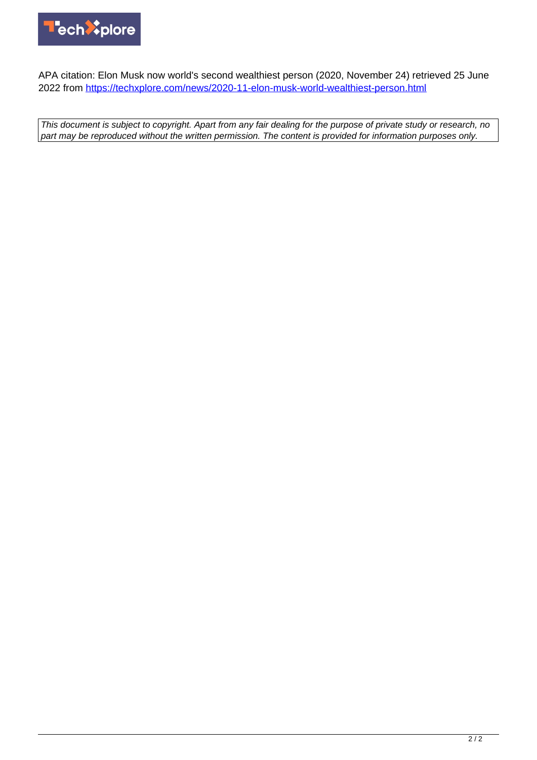APA citation: Elon Musk now world's second wealthiest person (2020, November 24) retrieved 25 June 2022 from https://techxplore.com/news/2020-11-elon-musk-world-wealthiest-person.html

*This document is subject to copyright. Apart from any fair dealing for the purpose of private study or research, no part may be reproduced without the written permission. The content is provided for information purposes only.*